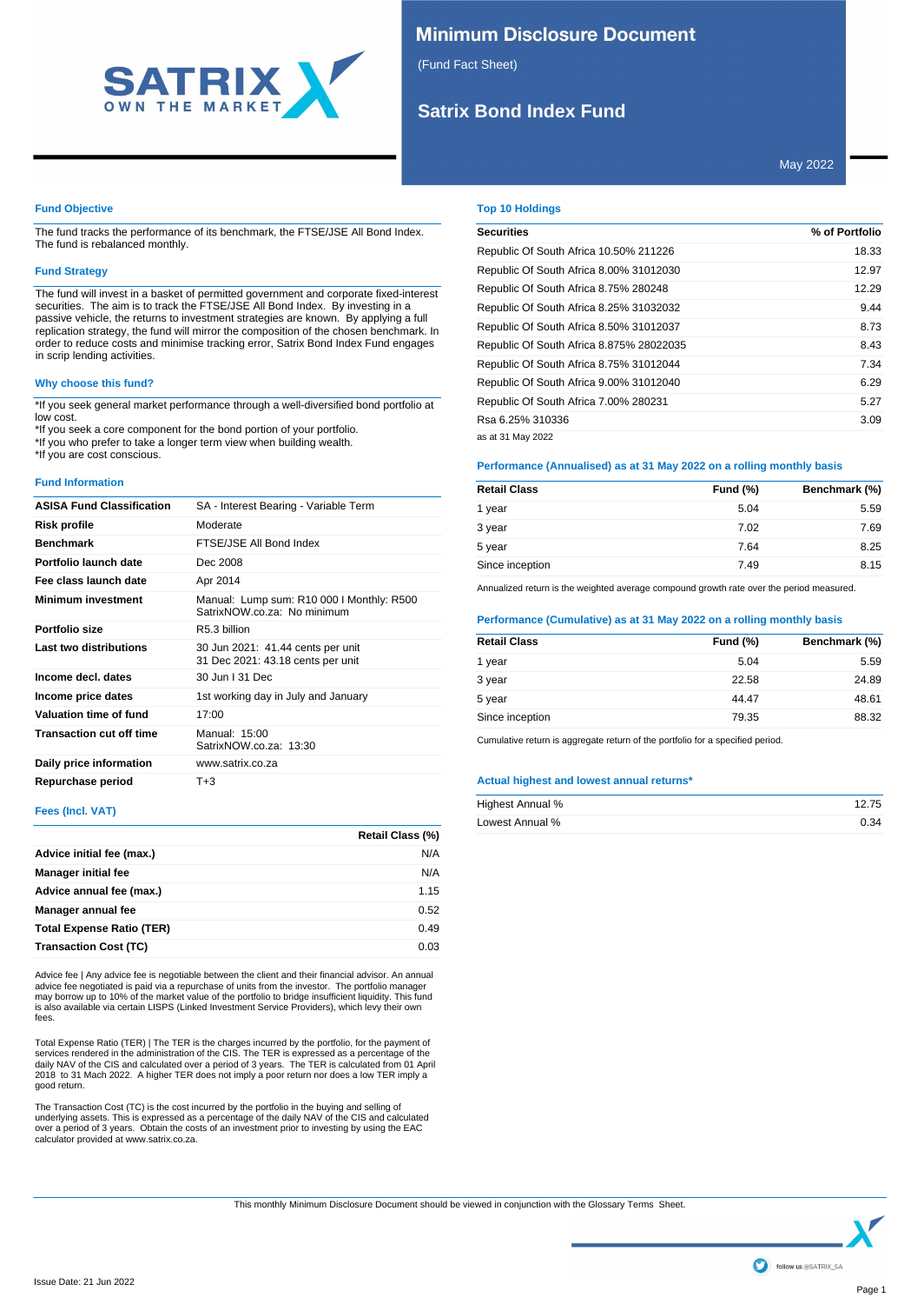# Minimum Disclosure Document

(Fund Fact Sheet)

## Satrix Bond Index Fund

May 2022

### Fund Objective

The fund tracks the performance of its benchmark, the FTSE/JSE All Bond Index. The fund is rebalanced monthly.

### Fund Strategy

The fund will invest in a basket of permitted government and corporate fixed-interest securities. The aim is to track the FTSE/JSE All Bond Index. By investing in a passive vehicle, the returns to investment strategies are known. By applying a full replication strategy, the fund will mirror the composition of the chosen benchmark. In order to reduce costs and minimise tracking error, Satrix Bond Index Fund engages in scrip lending activities.

### Why choose this fund?

*If you seek general market performance through a well-diversified bond portfolio at low cost.
*If you seek a core component for the bond portion of your portfolio.
*If you who prefer to take a longer term view when building wealth.
*If you are cost conscious.

### Fund Information

| | |
|---|---|
| **ASISA Fund Classification** | SA - Interest Bearing - Variable Term |
| **Risk profile** | Moderate |
| **Benchmark** | FTSE/JSE All Bond Index |
| **Portfolio launch date** | Dec 2008 |
| **Fee class launch date** | Apr 2014 |
| **Minimum investment** | Manual: Lump sum: R10 000 I Monthly: R500<br>SatrixNOW.co.za: No minimum |
| **Portfolio size** | R5.3 billion |
| **Last two distributions** | 30 Jun 2021: 41.44 cents per unit<br>31 Dec 2021: 43.18 cents per unit |
| **Income decl. dates** | 30 Jun I 31 Dec |
| **Income price dates** | 1st working day in July and January |
| **Valuation time of fund** | 17:00 |
| **Transaction cut off time** | Manual: 15:00<br>SatrixNOW.co.za: 13:30 |
| **Daily price information** | www.satrix.co.za |
| **Repurchase period** | T+3 |

### Fees (Incl. VAT)

| | Retail Class (%) |
|---|---|
| **Advice initial fee (max.)** | N/A |
| **Manager initial fee** | N/A |
| **Advice annual fee (max.)** | 1.15 |
| **Manager annual fee** | 0.52 |
| **Total Expense Ratio (TER)** | 0.49 |
| **Transaction Cost (TC)** | 0.03 |

Advice fee | Any advice fee is negotiable between the client and their financial advisor. An annual advice fee negotiated is paid via a repurchase of units from the investor. The portfolio manager may borrow up to 10% of the market value of the portfolio to bridge insufficient liquidity. This fund is also available via certain LISPS (Linked Investment Service Providers), which levy their own fees.

Total Expense Ratio (TER) | The TER is the charges incurred by the portfolio, for the payment of services rendered in the administration of the CIS. The TER is expressed as a percentage of the daily NAV of the CIS and calculated over a period of 3 years. The TER is calculated from 01 April 2018 to 31 Mach 2022. A higher TER does not imply a poor return nor does a low TER imply a good return.

The Transaction Cost (TC) is the cost incurred by the portfolio in the buying and selling of underlying assets. This is expressed as a percentage of the daily NAV of the CIS and calculated over a period of 3 years. Obtain the costs of an investment prior to investing by using the EAC calculator provided at www.satrix.co.za.

### Top 10 Holdings

| Securities | % of Portfolio |
|---|---|
| Republic Of South Africa 10.50% 211226 | 18.33 |
| Republic Of South Africa 8.00% 31012030 | 12.97 |
| Republic Of South Africa 8.75% 280248 | 12.29 |
| Republic Of South Africa 8.25% 31032032 | 9.44 |
| Republic Of South Africa 8.50% 31012037 | 8.73 |
| Republic Of South Africa 8.875% 28022035 | 8.43 |
| Republic Of South Africa 8.75% 31012044 | 7.34 |
| Republic Of South Africa 9.00% 31012040 | 6.29 |
| Republic Of South Africa 7.00% 280231 | 5.27 |
| Rsa 6.25% 310336 | 3.09 |

as at 31 May 2022

### Performance (Annualised) as at 31 May 2022 on a rolling monthly basis

| Retail Class | Fund (%) | Benchmark (%) |
|---|---|---|
| 1 year | 5.04 | 5.59 |
| 3 year | 7.02 | 7.69 |
| 5 year | 7.64 | 8.25 |
| Since inception | 7.49 | 8.15 |

Annualized return is the weighted average compound growth rate over the period measured.

### Performance (Cumulative) as at 31 May 2022 on a rolling monthly basis

| Retail Class | Fund (%) | Benchmark (%) |
|---|---|---|
| 1 year | 5.04 | 5.59 |
| 3 year | 22.58 | 24.89 |
| 5 year | 44.47 | 48.61 |
| Since inception | 79.35 | 88.32 |

Cumulative return is aggregate return of the portfolio for a specified period.

### Actual highest and lowest annual returns*

| | |
|---|---|
| Highest Annual % | 12.75 |
| Lowest Annual % | 0.34 |

This monthly Minimum Disclosure Document should be viewed in conjunction with the Glossary Terms Sheet.

follow us @SATRIX_SA

Issue Date: 21 Jun 2022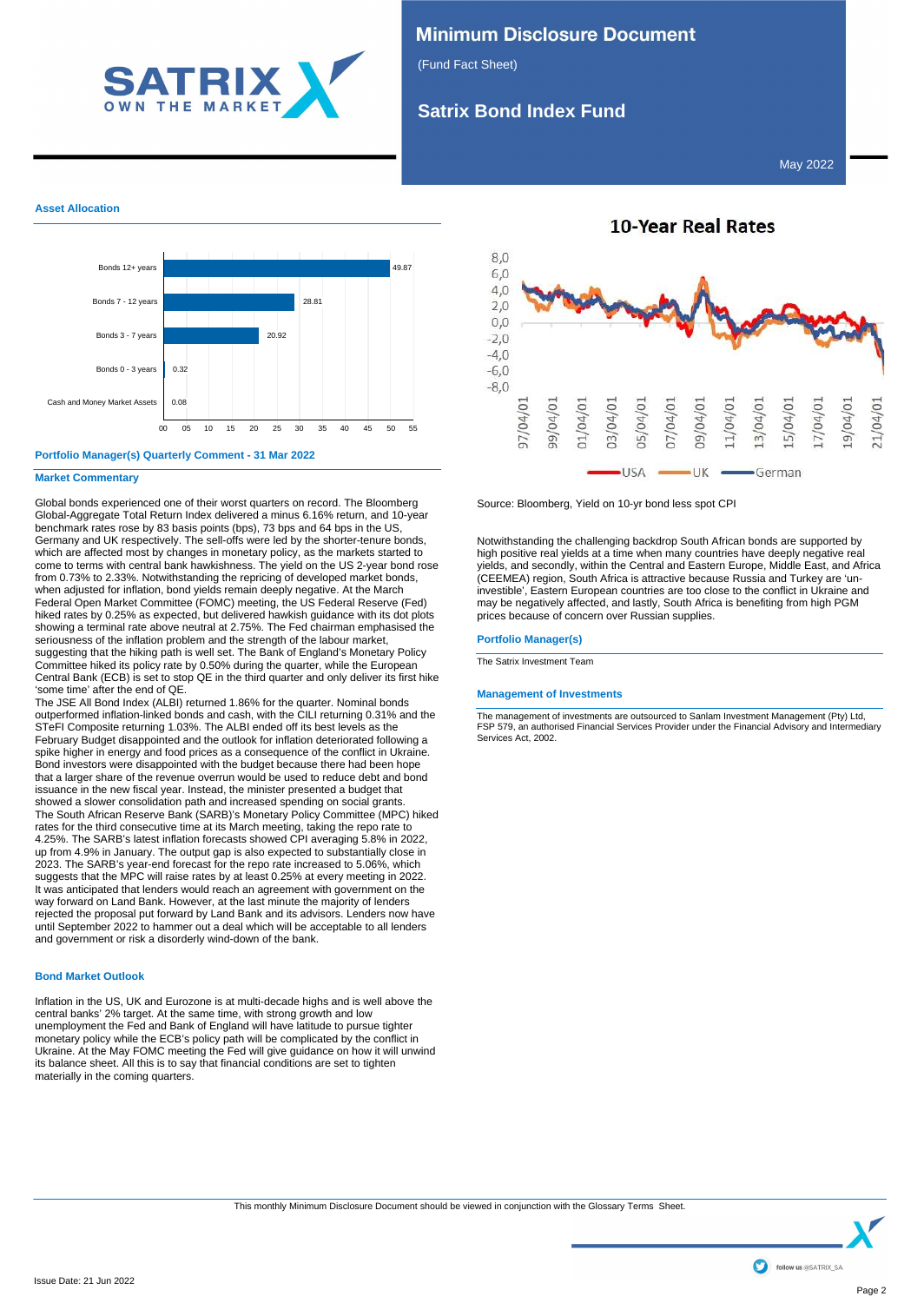# Minimum Disclosure Document

(Fund Fact Sheet)

## Satrix Bond Index Fund

May 2022

### Asset Allocation

| Asset | % |
|---|---|
| Bonds 12+ years | 49.87 |
| Bonds 7 - 12 years | 28.81 |
| Bonds 3 - 7 years | 20.92 |
| Bonds 0 - 3 years | 0.32 |
| Cash and Money Market Assets | 0.08 |

### Portfolio Manager(s) Quarterly Comment - 31 Mar 2022

### Market Commentary

Global bonds experienced one of their worst quarters on record. The Bloomberg Global-Aggregate Total Return Index delivered a minus 6.16% return, and 10-year benchmark rates rose by 83 basis points (bps), 73 bps and 64 bps in the US, Germany and UK respectively. The sell-offs were led by the shorter-tenure bonds, which are affected most by changes in monetary policy, as the markets started to come to terms with central bank hawkishness. The yield on the US 2-year bond rose from 0.73% to 2.33%. Notwithstanding the repricing of developed market bonds, when adjusted for inflation, bond yields remain deeply negative. At the March Federal Open Market Committee (FOMC) meeting, the US Federal Reserve (Fed) hiked rates by 0.25% as expected, but delivered hawkish guidance with its dot plots showing a terminal rate above neutral at 2.75%. The Fed chairman emphasised the seriousness of the inflation problem and the strength of the labour market, suggesting that the hiking path is well set. The Bank of England's Monetary Policy Committee hiked its policy rate by 0.50% during the quarter, while the European Central Bank (ECB) is set to stop QE in the third quarter and only deliver its first hike 'some time' after the end of QE.

The JSE All Bond Index (ALBI) returned 1.86% for the quarter. Nominal bonds outperformed inflation-linked bonds and cash, with the CILI returning 0.31% and the STeFI Composite returning 1.03%. The ALBI ended off its best levels as the February Budget disappointed and the outlook for inflation deteriorated following a spike higher in energy and food prices as a consequence of the conflict in Ukraine. Bond investors were disappointed with the budget because there had been hope that a larger share of the revenue overrun would be used to reduce debt and bond issuance in the new fiscal year. Instead, the minister presented a budget that showed a slower consolidation path and increased spending on social grants.

The South African Reserve Bank (SARB)'s Monetary Policy Committee (MPC) hiked rates for the third consecutive time at its March meeting, taking the repo rate to 4.25%. The SARB's latest inflation forecasts showed CPI averaging 5.8% in 2022, up from 4.9% in January. The output gap is also expected to substantially close in 2023. The SARB's year-end forecast for the repo rate increased to 5.06%, which suggests that the MPC will raise rates by at least 0.25% at every meeting in 2022.

It was anticipated that lenders would reach an agreement with government on the way forward on Land Bank. However, at the last minute the majority of lenders rejected the proposal put forward by Land Bank and its advisors. Lenders now have until September 2022 to hammer out a deal which will be acceptable to all lenders and government or risk a disorderly wind-down of the bank.

### Bond Market Outlook

Inflation in the US, UK and Eurozone is at multi-decade highs and is well above the central banks' 2% target. At the same time, with strong growth and low unemployment the Fed and Bank of England will have latitude to pursue tighter monetary policy while the ECB's policy path will be complicated by the conflict in Ukraine. At the May FOMC meeting the Fed will give guidance on how it will unwind its balance sheet. All this is to say that financial conditions are set to tighten materially in the coming quarters.

**10-Year Real Rates**

Source: Bloomberg, Yield on 10-yr bond less spot CPI

Notwithstanding the challenging backdrop South African bonds are supported by high positive real yields at a time when many countries have deeply negative real yields, and secondly, within the Central and Eastern Europe, Middle East, and Africa (CEEMEA) region, South Africa is attractive because Russia and Turkey are 'un-investible', Eastern European countries are too close to the conflict in Ukraine and may be negatively affected, and lastly, South Africa is benefiting from high PGM prices because of concern over Russian supplies.

### Portfolio Manager(s)

The Satrix Investment Team

### Management of Investments

The management of investments are outsourced to Sanlam Investment Management (Pty) Ltd, FSP 579, an authorised Financial Services Provider under the Financial Advisory and Intermediary Services Act, 2002.

This monthly Minimum Disclosure Document should be viewed in conjunction with the Glossary Terms Sheet.

Issue Date: 21 Jun 2022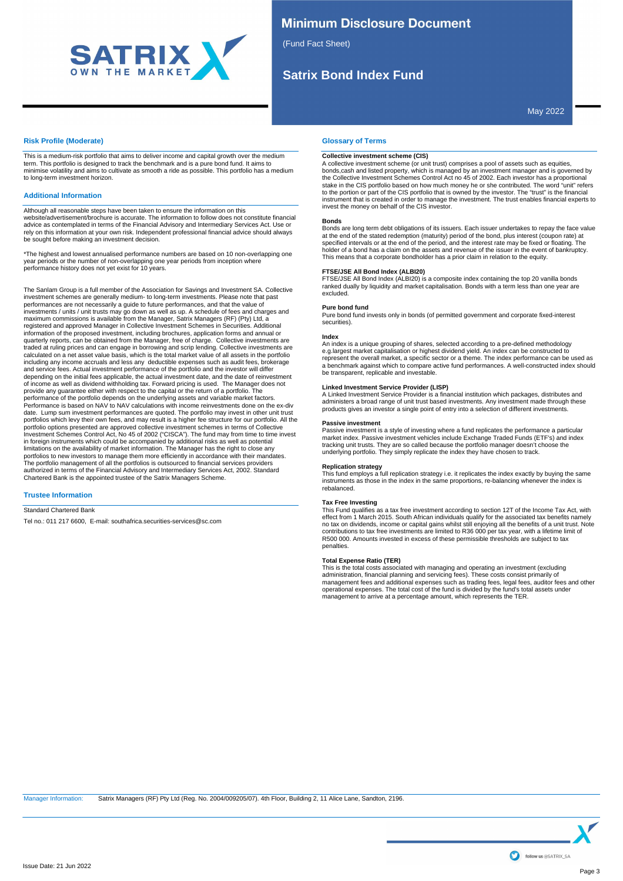# Minimum Disclosure Document

(Fund Fact Sheet)

## Satrix Bond Index Fund

May 2022

### Risk Profile (Moderate)

This is a medium-risk portfolio that aims to deliver income and capital growth over the medium term. This portfolio is designed to track the benchmark and is a pure bond fund. It aims to minimise volatility and aims to cultivate as smooth a ride as possible. This portfolio has a medium to long-term investment horizon.

### Additional Information

Although all reasonable steps have been taken to ensure the information on this website/advertisement/brochure is accurate. The information to follow does not constitute financial advice as contemplated in terms of the Financial Advisory and Intermediary Services Act. Use or rely on this information at your own risk. Independent professional financial advice should always be sought before making an investment decision.

*The highest and lowest annualised performance numbers are based on 10 non-overlapping one year periods or the number of non-overlapping one year periods from inception where performance history does not yet exist for 10 years.

The Sanlam Group is a full member of the Association for Savings and Investment SA. Collective investment schemes are generally medium- to long-term investments. Please note that past performances are not necessarily a guide to future performances, and that the value of investments / units / unit trusts may go down as well as up. A schedule of fees and charges and maximum commissions is available from the Manager, Satrix Managers (RF) (Pty) Ltd, a registered and approved Manager in Collective Investment Schemes in Securities. Additional information of the proposed investment, including brochures, application forms and annual or quarterly reports, can be obtained from the Manager, free of charge. Collective investments are traded at ruling prices and can engage in borrowing and scrip lending. Collective investments are calculated on a net asset value basis, which is the total market value of all assets in the portfolio including any income accruals and less any deductible expenses such as audit fees, brokerage and service fees. Actual investment performance of the portfolio and the investor will differ depending on the initial fees applicable, the actual investment date, and the date of reinvestment of income as well as dividend withholding tax. Forward pricing is used. The Manager does not provide any guarantee either with respect to the capital or the return of a portfolio. The performance of the portfolio depends on the underlying assets and variable market factors. Performance is based on NAV to NAV calculations with income reinvestments done on the ex-div date. Lump sum investment performances are quoted. The portfolio may invest in other unit trust portfolios which levy their own fees, and may result is a higher fee structure for our portfolio. All the portfolio options presented are approved collective investment schemes in terms of Collective Investment Schemes Control Act, No 45 of 2002 ("CISCA"). The fund may from time to time invest in foreign instruments which could be accompanied by additional risks as well as potential limitations on the availability of market information. The Manager has the right to close any portfolios to new investors to manage them more efficiently in accordance with their mandates. The portfolio management of all the portfolios is outsourced to financial services providers authorized in terms of the Financial Advisory and Intermediary Services Act, 2002. Standard Chartered Bank is the appointed trustee of the Satrix Managers Scheme.

### Trustee Information

Standard Chartered Bank

Tel no.: 011 217 6600, E-mail: southafrica.securities-services@sc.com

### Glossary of Terms

**Collective investment scheme (CIS)**
A collective investment scheme (or unit trust) comprises a pool of assets such as equities, bonds,cash and listed property, which is managed by an investment manager and is governed by the Collective Investment Schemes Control Act no 45 of 2002. Each investor has a proportional stake in the CIS portfolio based on how much money he or she contributed. The word "unit" refers to the portion or part of the CIS portfolio that is owned by the investor. The "trust" is the financial instrument that is created in order to manage the investment. The trust enables financial experts to invest the money on behalf of the CIS investor.

**Bonds**
Bonds are long term debt obligations of its issuers. Each issuer undertakes to repay the face value at the end of the stated redemption (maturity) period of the bond, plus interest (coupon rate) at specified intervals or at the end of the period, and the interest rate may be fixed or floating. The holder of a bond has a claim on the assets and revenue of the issuer in the event of bankruptcy. This means that a corporate bondholder has a prior claim in relation to the equity.

**FTSE/JSE All Bond Index (ALBI20)**
FTSE/JSE All Bond Index (ALBI20) is a composite index containing the top 20 vanilla bonds ranked dually by liquidity and market capitalisation. Bonds with a term less than one year are excluded.

**Pure bond fund**
Pure bond fund invests only in bonds (of permitted government and corporate fixed-interest securities).

**Index**
An index is a unique grouping of shares, selected according to a pre-defined methodology e.g.largest market capitalisation or highest dividend yield. An index can be constructed to represent the overall market, a specific sector or a theme. The index performance can be used as a benchmark against which to compare active fund performances. A well-constructed index should be transparent, replicable and investable.

**Linked Investment Service Provider (LISP)**
A Linked Investment Service Provider is a financial institution which packages, distributes and administers a broad range of unit trust based investments. Any investment made through these products gives an investor a single point of entry into a selection of different investments.

**Passive investment**
Passive investment is a style of investing where a fund replicates the performance a particular market index. Passive investment vehicles include Exchange Traded Funds (ETF's) and index tracking unit trusts. They are so called because the portfolio manager doesn't choose the underlying portfolio. They simply replicate the index they have chosen to track.

**Replication strategy**
This fund employs a full replication strategy i.e. it replicates the index exactly by buying the same instruments as those in the index in the same proportions, re-balancing whenever the index is rebalanced.

**Tax Free Investing**
This Fund qualifies as a tax free investment according to section 12T of the Income Tax Act, with effect from 1 March 2015. South African individuals qualify for the associated tax benefits namely no tax on dividends, income or capital gains whilst still enjoying all the benefits of a unit trust. Note contributions to tax free investments are limited to R36 000 per tax year, with a lifetime limit of R500 000. Amounts invested in excess of these permissible thresholds are subject to tax penalties.

**Total Expense Ratio (TER)**
This is the total costs associated with managing and operating an investment (excluding administration, financial planning and servicing fees). These costs consist primarily of management fees and additional expenses such as trading fees, legal fees, auditor fees and other operational expenses. The total cost of the fund is divided by the fund's total assets under management to arrive at a percentage amount, which represents the TER.

Manager Information: Satrix Managers (RF) Pty Ltd (Reg. No. 2004/009205/07). 4th Floor, Building 2, 11 Alice Lane, Sandton, 2196.

follow us @SATRIX_SA

Issue Date: 21 Jun 2022